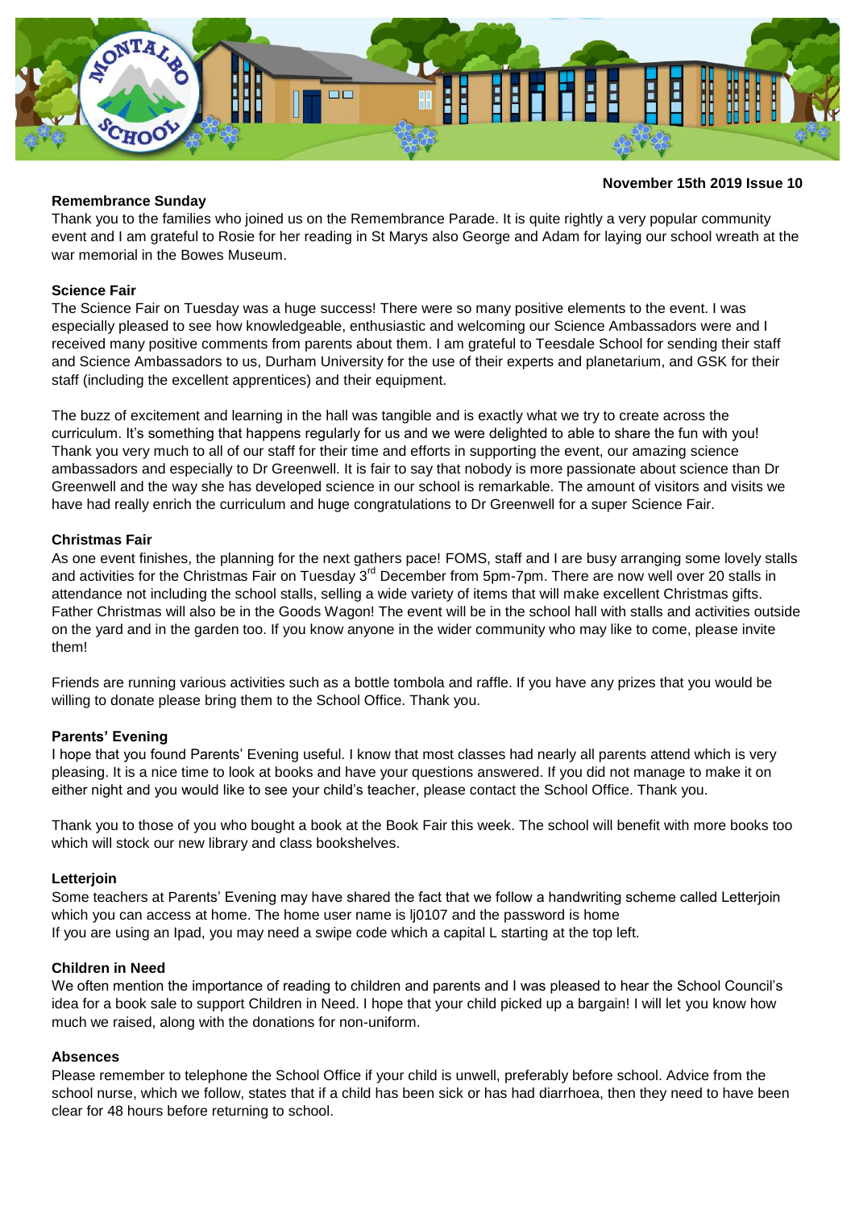**November 15th 2019 Issue 10**

### Remembrance Sunday

Thank you to the families who joined us on the Remembrance Parade. It is quite rightly a very popular community event and I am grateful to Rosie for her reading in St Marys also George and Adam for laying our school wreath at the war memorial in the Bowes Museum.

### Science Fair

The Science Fair on Tuesday was a huge success! There were so many positive elements to the event. I was especially pleased to see how knowledgeable, enthusiastic and welcoming our Science Ambassadors were and I received many positive comments from parents about them. I am grateful to Teesdale School for sending their staff and Science Ambassadors to us, Durham University for the use of their experts and planetarium, and GSK for their staff (including the excellent apprentices) and their equipment.

The buzz of excitement and learning in the hall was tangible and is exactly what we try to create across the curriculum. It's something that happens regularly for us and we were delighted to able to share the fun with you! Thank you very much to all of our staff for their time and efforts in supporting the event, our amazing science ambassadors and especially to Dr Greenwell. It is fair to say that nobody is more passionate about science than Dr Greenwell and the way she has developed science in our school is remarkable. The amount of visitors and visits we have had really enrich the curriculum and huge congratulations to Dr Greenwell for a super Science Fair.

### Christmas Fair

As one event finishes, the planning for the next gathers pace! FOMS, staff and I are busy arranging some lovely stalls and activities for the Christmas Fair on Tuesday 3rd December from 5pm-7pm. There are now well over 20 stalls in attendance not including the school stalls, selling a wide variety of items that will make excellent Christmas gifts. Father Christmas will also be in the Goods Wagon! The event will be in the school hall with stalls and activities outside on the yard and in the garden too. If you know anyone in the wider community who may like to come, please invite them!

Friends are running various activities such as a bottle tombola and raffle. If you have any prizes that you would be willing to donate please bring them to the School Office. Thank you.

### Parents' Evening

I hope that you found Parents' Evening useful. I know that most classes had nearly all parents attend which is very pleasing. It is a nice time to look at books and have your questions answered. If you did not manage to make it on either night and you would like to see your child's teacher, please contact the School Office. Thank you.

Thank you to those of you who bought a book at the Book Fair this week. The school will benefit with more books too which will stock our new library and class bookshelves.

### Letterjoin

Some teachers at Parents' Evening may have shared the fact that we follow a handwriting scheme called Letterjoin which you can access at home. The home user name is lj0107 and the password is home
If you are using an Ipad, you may need a swipe code which a capital L starting at the top left.

### Children in Need

We often mention the importance of reading to children and parents and I was pleased to hear the School Council's idea for a book sale to support Children in Need. I hope that your child picked up a bargain! I will let you know how much we raised, along with the donations for non-uniform.

### Absences

Please remember to telephone the School Office if your child is unwell, preferably before school. Advice from the school nurse, which we follow, states that if a child has been sick or has had diarrhoea, then they need to have been clear for 48 hours before returning to school.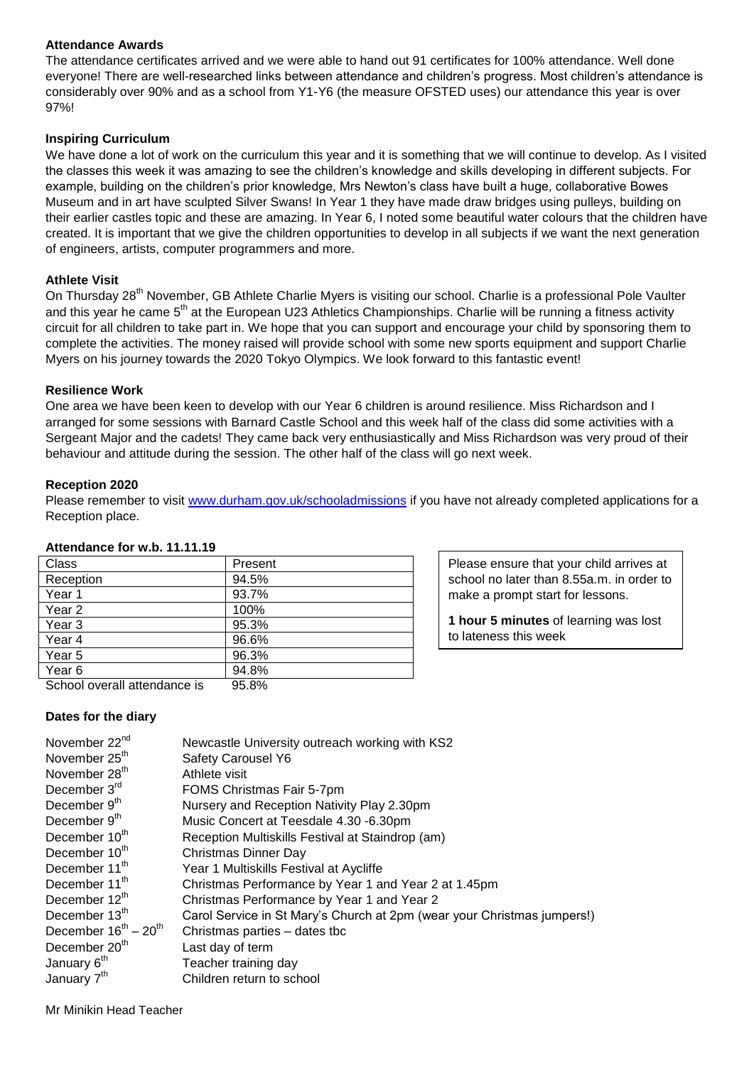### Attendance Awards

The attendance certificates arrived and we were able to hand out 91 certificates for 100% attendance. Well done everyone! There are well-researched links between attendance and children's progress. Most children's attendance is considerably over 90% and as a school from Y1-Y6 (the measure OFSTED uses) our attendance this year is over 97%!

### Inspiring Curriculum

We have done a lot of work on the curriculum this year and it is something that we will continue to develop. As I visited the classes this week it was amazing to see the children's knowledge and skills developing in different subjects. For example, building on the children's prior knowledge, Mrs Newton's class have built a huge, collaborative Bowes Museum and in art have sculpted Silver Swans! In Year 1 they have made draw bridges using pulleys, building on their earlier castles topic and these are amazing. In Year 6, I noted some beautiful water colours that the children have created. It is important that we give the children opportunities to develop in all subjects if we want the next generation of engineers, artists, computer programmers and more.

### Athlete Visit

On Thursday 28th November, GB Athlete Charlie Myers is visiting our school. Charlie is a professional Pole Vaulter and this year he came 5th at the European U23 Athletics Championships. Charlie will be running a fitness activity circuit for all children to take part in. We hope that you can support and encourage your child by sponsoring them to complete the activities. The money raised will provide school with some new sports equipment and support Charlie Myers on his journey towards the 2020 Tokyo Olympics. We look forward to this fantastic event!

### Resilience Work

One area we have been keen to develop with our Year 6 children is around resilience. Miss Richardson and I arranged for some sessions with Barnard Castle School and this week half of the class did some activities with a Sergeant Major and the cadets! They came back very enthusiastically and Miss Richardson was very proud of their behaviour and attitude during the session. The other half of the class will go next week.

### Reception 2020

Please remember to visit www.durham.gov.uk/schooladmissions if you have not already completed applications for a Reception place.

### Attendance for w.b. 11.11.19

| Class | Present |
|---|---|
| Reception | 94.5% |
| Year 1 | 93.7% |
| Year 2 | 100% |
| Year 3 | 95.3% |
| Year 4 | 96.6% |
| Year 5 | 96.3% |
| Year 6 | 94.8% |
| School overall attendance is | 95.8% |

Please ensure that your child arrives at school no later than 8.55a.m. in order to make a prompt start for lessons.

**1 hour 5 minutes** of learning was lost to lateness this week

### Dates for the diary

| | |
|---|---|
| November 22nd | Newcastle University outreach working with KS2 |
| November 25th | Safety Carousel Y6 |
| November 28th | Athlete visit |
| December 3rd | FOMS Christmas Fair 5-7pm |
| December 9th | Nursery and Reception Nativity Play 2.30pm |
| December 9th | Music Concert at Teesdale 4.30 -6.30pm |
| December 10th | Reception Multiskills Festival at Staindrop (am) |
| December 10th | Christmas Dinner Day |
| December 11th | Year 1 Multiskills Festival at Aycliffe |
| December 11th | Christmas Performance by Year 1 and Year 2 at 1.45pm |
| December 12th | Christmas Performance by Year 1 and Year 2 |
| December 13th | Carol Service in St Mary's Church at 2pm (wear your Christmas jumpers!) |
| December 16th – 20th | Christmas parties – dates tbc |
| December 20th | Last day of term |
| January 6th | Teacher training day |
| January 7th | Children return to school |

Mr Minikin Head Teacher